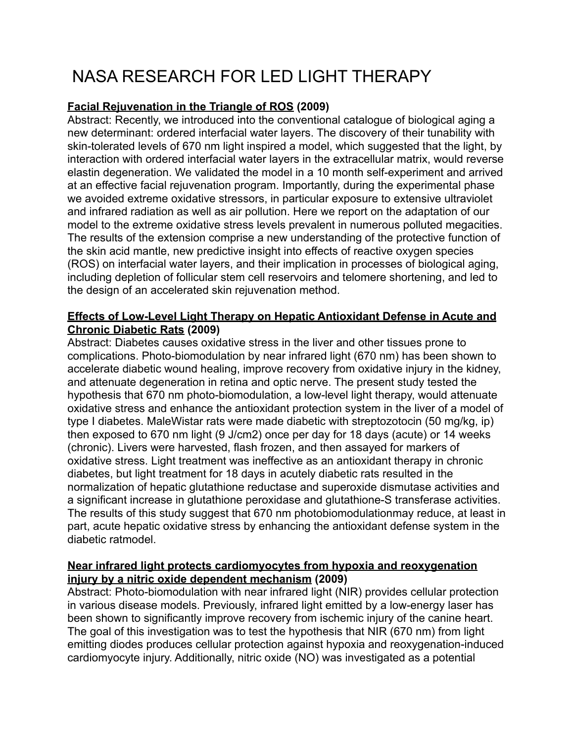# NASA RESEARCH FOR LED LIGHT THERAPY

**Facial Rejuvenation in the Triangle of ROS (2009)**

Abstract: Recently, we introduced into the conventional catalogue of biological aging a new determinant: ordered interfacial water layers. The discovery of their tunability with skin-tolerated levels of 670 nm light inspired a model, which suggested that the light, by interaction with ordered interfacial water layers in the extracellular matrix, would reverse elastin degeneration. We validated the model in a 10 month self-experiment and arrived at an effective facial rejuvenation program. Importantly, during the experimental phase we avoided extreme oxidative stressors, in particular exposure to extensive ultraviolet and infrared radiation as well as air pollution. Here we report on the adaptation of our model to the extreme oxidative stress levels prevalent in numerous polluted megacities. The results of the extension comprise a new understanding of the protective function of the skin acid mantle, new predictive insight into effects of reactive oxygen species (ROS) on interfacial water layers, and their implication in processes of biological aging, including depletion of follicular stem cell reservoirs and telomere shortening, and led to the design of an accelerated skin rejuvenation method.

**Effects of Low-Level Light Therapy on Hepatic Antioxidant Defense in Acute and Chronic Diabetic Rats (2009)**

Abstract: Diabetes causes oxidative stress in the liver and other tissues prone to complications. Photo-biomodulation by near infrared light (670 nm) has been shown to accelerate diabetic wound healing, improve recovery from oxidative injury in the kidney, and attenuate degeneration in retina and optic nerve. The present study tested the hypothesis that 670 nm photo-biomodulation, a low-level light therapy, would attenuate oxidative stress and enhance the antioxidant protection system in the liver of a model of type I diabetes. MaleWistar rats were made diabetic with streptozotocin (50 mg/kg, ip) then exposed to 670 nm light (9 J/cm2) once per day for 18 days (acute) or 14 weeks (chronic). Livers were harvested, flash frozen, and then assayed for markers of oxidative stress. Light treatment was ineffective as an antioxidant therapy in chronic diabetes, but light treatment for 18 days in acutely diabetic rats resulted in the normalization of hepatic glutathione reductase and superoxide dismutase activities and a significant increase in glutathione peroxidase and glutathione-S transferase activities. The results of this study suggest that 670 nm photobiomodulationmay reduce, at least in part, acute hepatic oxidative stress by enhancing the antioxidant defense system in the diabetic ratmodel.

**Near infrared light protects cardiomyocytes from hypoxia and reoxygenation injury by a nitric oxide dependent mechanism (2009)**

Abstract: Photo-biomodulation with near infrared light (NIR) provides cellular protection in various disease models. Previously, infrared light emitted by a low-energy laser has been shown to significantly improve recovery from ischemic injury of the canine heart. The goal of this investigation was to test the hypothesis that NIR (670 nm) from light emitting diodes produces cellular protection against hypoxia and reoxygenation-induced cardiomyocyte injury. Additionally, nitric oxide (NO) was investigated as a potential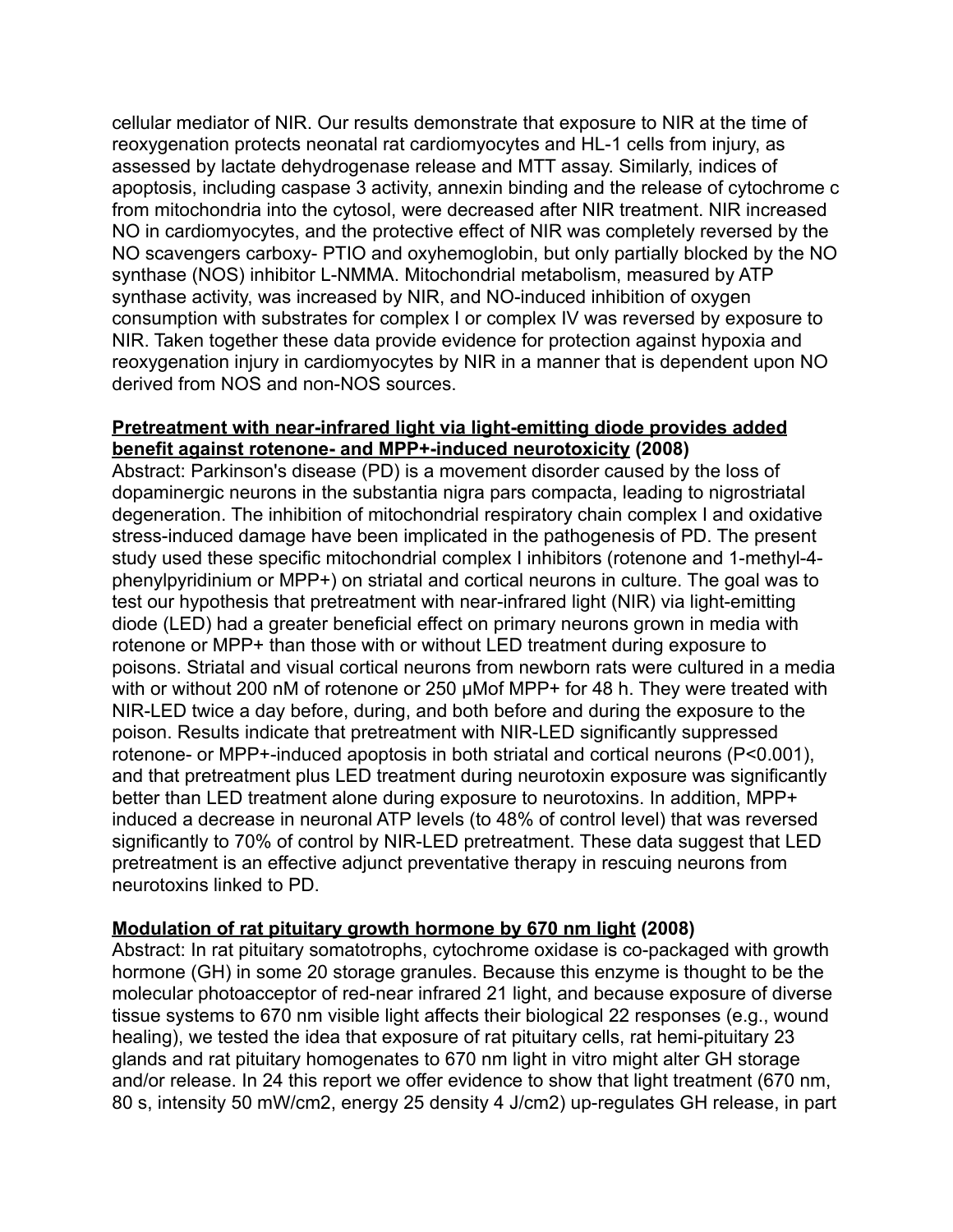cellular mediator of NIR. Our results demonstrate that exposure to NIR at the time of reoxygenation protects neonatal rat cardiomyocytes and HL-1 cells from injury, as assessed by lactate dehydrogenase release and MTT assay. Similarly, indices of apoptosis, including caspase 3 activity, annexin binding and the release of cytochrome c from mitochondria into the cytosol, were decreased after NIR treatment. NIR increased NO in cardiomyocytes, and the protective effect of NIR was completely reversed by the NO scavengers carboxy- PTIO and oxyhemoglobin, but only partially blocked by the NO synthase (NOS) inhibitor L-NMMA. Mitochondrial metabolism, measured by ATP synthase activity, was increased by NIR, and NO-induced inhibition of oxygen consumption with substrates for complex I or complex IV was reversed by exposure to NIR. Taken together these data provide evidence for protection against hypoxia and reoxygenation injury in cardiomyocytes by NIR in a manner that is dependent upon NO derived from NOS and non-NOS sources.

**Pretreatment with near-infrared light via light-emitting diode provides added benefit against rotenone- and MPP+-induced neurotoxicity (2008)**
Abstract: Parkinson's disease (PD) is a movement disorder caused by the loss of dopaminergic neurons in the substantia nigra pars compacta, leading to nigrostriatal degeneration. The inhibition of mitochondrial respiratory chain complex I and oxidative stress-induced damage have been implicated in the pathogenesis of PD. The present study used these specific mitochondrial complex I inhibitors (rotenone and 1-methyl-4-phenylpyridinium or MPP+) on striatal and cortical neurons in culture. The goal was to test our hypothesis that pretreatment with near-infrared light (NIR) via light-emitting diode (LED) had a greater beneficial effect on primary neurons grown in media with rotenone or MPP+ than those with or without LED treatment during exposure to poisons. Striatal and visual cortical neurons from newborn rats were cultured in a media with or without 200 nM of rotenone or 250 μMof MPP+ for 48 h. They were treated with NIR-LED twice a day before, during, and both before and during the exposure to the poison. Results indicate that pretreatment with NIR-LED significantly suppressed rotenone- or MPP+-induced apoptosis in both striatal and cortical neurons ($P<0.001$), and that pretreatment plus LED treatment during neurotoxin exposure was significantly better than LED treatment alone during exposure to neurotoxins. In addition, MPP+ induced a decrease in neuronal ATP levels (to 48% of control level) that was reversed significantly to 70% of control by NIR-LED pretreatment. These data suggest that LED pretreatment is an effective adjunct preventative therapy in rescuing neurons from neurotoxins linked to PD.

**Modulation of rat pituitary growth hormone by 670 nm light (2008)**
Abstract: In rat pituitary somatotrophs, cytochrome oxidase is co-packaged with growth hormone (GH) in some 20 storage granules. Because this enzyme is thought to be the molecular photoacceptor of red-near infrared 21 light, and because exposure of diverse tissue systems to 670 nm visible light affects their biological 22 responses (e.g., wound healing), we tested the idea that exposure of rat pituitary cells, rat hemi-pituitary 23 glands and rat pituitary homogenates to 670 nm light in vitro might alter GH storage and/or release. In 24 this report we offer evidence to show that light treatment (670 nm, 80 s, intensity 50 mW/cm2, energy 25 density 4 J/cm2) up-regulates GH release, in part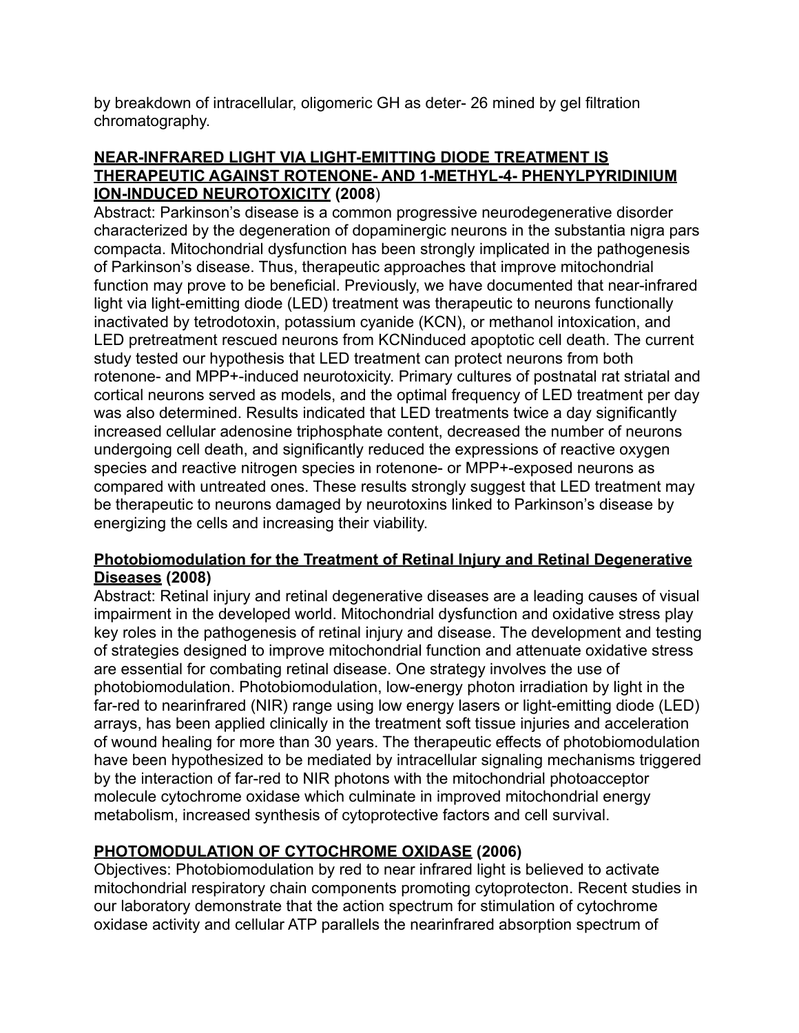by breakdown of intracellular, oligomeric GH as deter- 26 mined by gel filtration chromatography.

**NEAR-INFRARED LIGHT VIA LIGHT-EMITTING DIODE TREATMENT IS THERAPEUTIC AGAINST ROTENONE- AND 1-METHYL-4- PHENYLPYRIDINIUM ION-INDUCED NEUROTOXICITY (2008)**

Abstract: Parkinson's disease is a common progressive neurodegenerative disorder characterized by the degeneration of dopaminergic neurons in the substantia nigra pars compacta. Mitochondrial dysfunction has been strongly implicated in the pathogenesis of Parkinson's disease. Thus, therapeutic approaches that improve mitochondrial function may prove to be beneficial. Previously, we have documented that near-infrared light via light-emitting diode (LED) treatment was therapeutic to neurons functionally inactivated by tetrodotoxin, potassium cyanide (KCN), or methanol intoxication, and LED pretreatment rescued neurons from KCNinduced apoptotic cell death. The current study tested our hypothesis that LED treatment can protect neurons from both rotenone- and MPP+-induced neurotoxicity. Primary cultures of postnatal rat striatal and cortical neurons served as models, and the optimal frequency of LED treatment per day was also determined. Results indicated that LED treatments twice a day significantly increased cellular adenosine triphosphate content, decreased the number of neurons undergoing cell death, and significantly reduced the expressions of reactive oxygen species and reactive nitrogen species in rotenone- or MPP+-exposed neurons as compared with untreated ones. These results strongly suggest that LED treatment may be therapeutic to neurons damaged by neurotoxins linked to Parkinson's disease by energizing the cells and increasing their viability.

**Photobiomodulation for the Treatment of Retinal Injury and Retinal Degenerative Diseases (2008)**

Abstract: Retinal injury and retinal degenerative diseases are a leading causes of visual impairment in the developed world. Mitochondrial dysfunction and oxidative stress play key roles in the pathogenesis of retinal injury and disease. The development and testing of strategies designed to improve mitochondrial function and attenuate oxidative stress are essential for combating retinal disease. One strategy involves the use of photobiomodulation. Photobiomodulation, low-energy photon irradiation by light in the far-red to nearinfrared (NIR) range using low energy lasers or light-emitting diode (LED) arrays, has been applied clinically in the treatment soft tissue injuries and acceleration of wound healing for more than 30 years. The therapeutic effects of photobiomodulation have been hypothesized to be mediated by intracellular signaling mechanisms triggered by the interaction of far-red to NIR photons with the mitochondrial photoacceptor molecule cytochrome oxidase which culminate in improved mitochondrial energy metabolism, increased synthesis of cytoprotective factors and cell survival.

**PHOTOMODULATION OF CYTOCHROME OXIDASE (2006)**

Objectives: Photobiomodulation by red to near infrared light is believed to activate mitochondrial respiratory chain components promoting cytoprotecton. Recent studies in our laboratory demonstrate that the action spectrum for stimulation of cytochrome oxidase activity and cellular ATP parallels the nearinfrared absorption spectrum of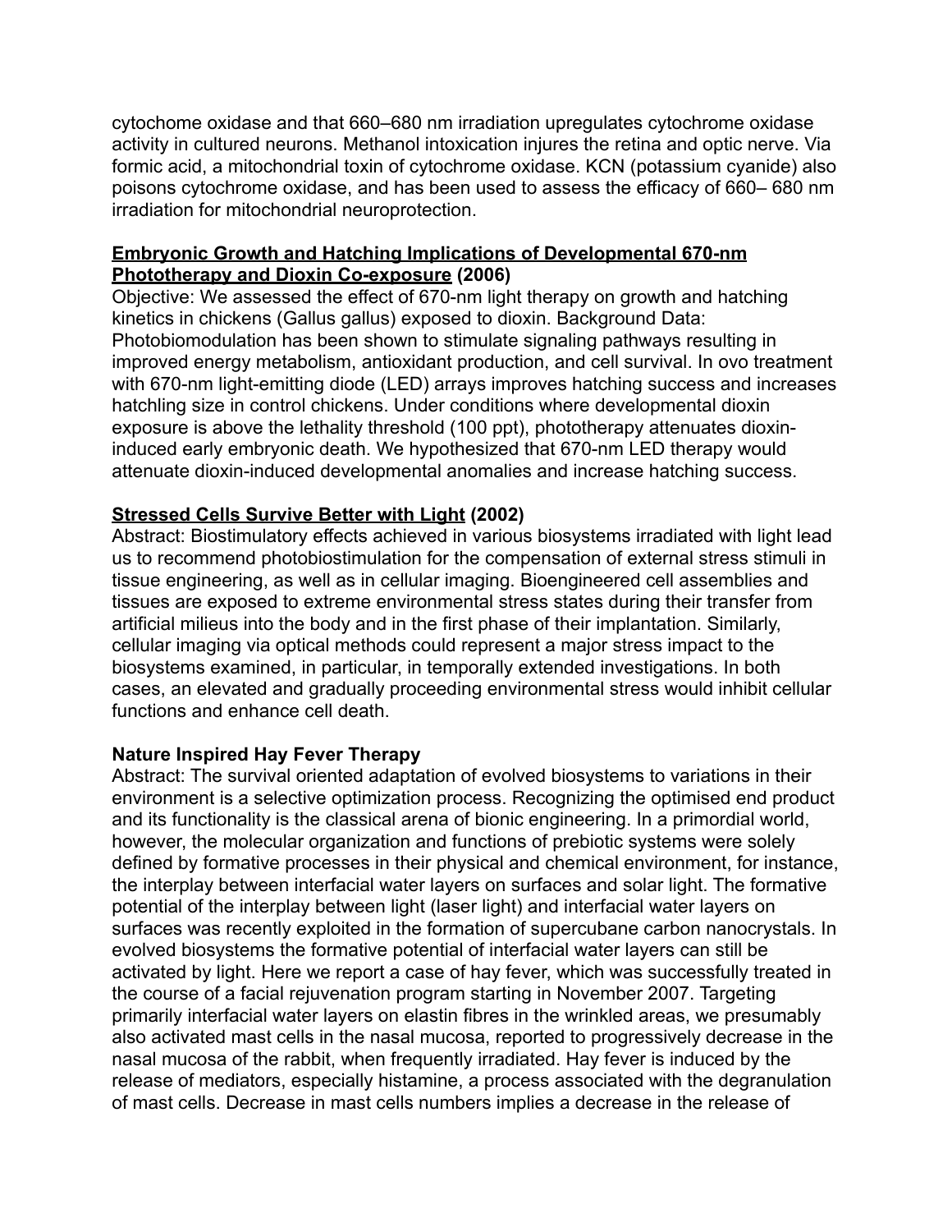cytochome oxidase and that 660–680 nm irradiation upregulates cytochrome oxidase activity in cultured neurons. Methanol intoxication injures the retina and optic nerve. Via formic acid, a mitochondrial toxin of cytochrome oxidase. KCN (potassium cyanide) also poisons cytochrome oxidase, and has been used to assess the efficacy of 660– 680 nm irradiation for mitochondrial neuroprotection.

**Embryonic Growth and Hatching Implications of Developmental 670-nm Phototherapy and Dioxin Co-exposure (2006)**

Objective: We assessed the effect of 670-nm light therapy on growth and hatching kinetics in chickens (Gallus gallus) exposed to dioxin. Background Data: Photobiomodulation has been shown to stimulate signaling pathways resulting in improved energy metabolism, antioxidant production, and cell survival. In ovo treatment with 670-nm light-emitting diode (LED) arrays improves hatching success and increases hatchling size in control chickens. Under conditions where developmental dioxin exposure is above the lethality threshold (100 ppt), phototherapy attenuates dioxin-induced early embryonic death. We hypothesized that 670-nm LED therapy would attenuate dioxin-induced developmental anomalies and increase hatching success.

**Stressed Cells Survive Better with Light (2002)**

Abstract: Biostimulatory effects achieved in various biosystems irradiated with light lead us to recommend photobiostimulation for the compensation of external stress stimuli in tissue engineering, as well as in cellular imaging. Bioengineered cell assemblies and tissues are exposed to extreme environmental stress states during their transfer from artificial milieus into the body and in the first phase of their implantation. Similarly, cellular imaging via optical methods could represent a major stress impact to the biosystems examined, in particular, in temporally extended investigations. In both cases, an elevated and gradually proceeding environmental stress would inhibit cellular functions and enhance cell death.

**Nature Inspired Hay Fever Therapy**

Abstract: The survival oriented adaptation of evolved biosystems to variations in their environment is a selective optimization process. Recognizing the optimised end product and its functionality is the classical arena of bionic engineering. In a primordial world, however, the molecular organization and functions of prebiotic systems were solely defined by formative processes in their physical and chemical environment, for instance, the interplay between interfacial water layers on surfaces and solar light. The formative potential of the interplay between light (laser light) and interfacial water layers on surfaces was recently exploited in the formation of supercubane carbon nanocrystals. In evolved biosystems the formative potential of interfacial water layers can still be activated by light. Here we report a case of hay fever, which was successfully treated in the course of a facial rejuvenation program starting in November 2007. Targeting primarily interfacial water layers on elastin fibres in the wrinkled areas, we presumably also activated mast cells in the nasal mucosa, reported to progressively decrease in the nasal mucosa of the rabbit, when frequently irradiated. Hay fever is induced by the release of mediators, especially histamine, a process associated with the degranulation of mast cells. Decrease in mast cells numbers implies a decrease in the release of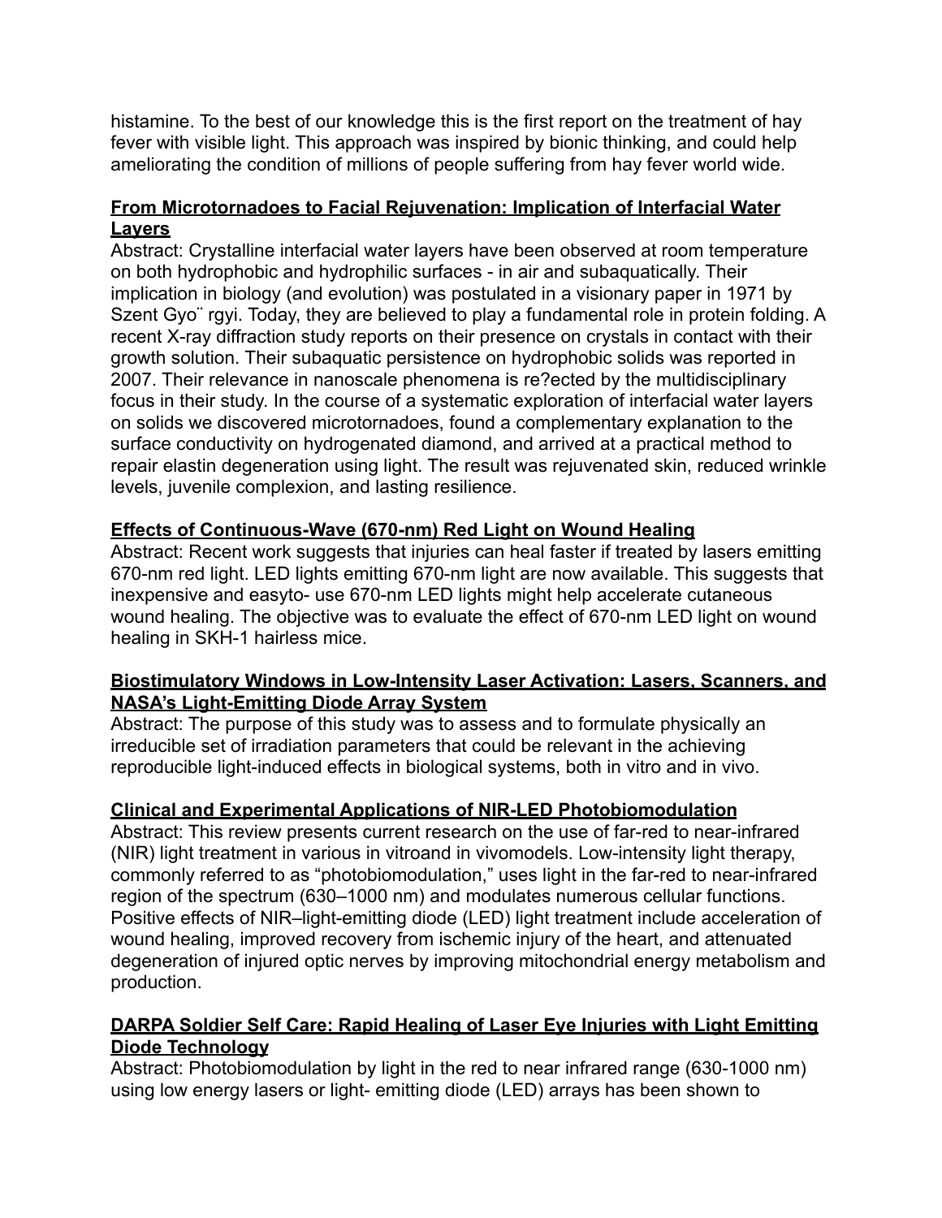histamine. To the best of our knowledge this is the first report on the treatment of hay fever with visible light. This approach was inspired by bionic thinking, and could help ameliorating the condition of millions of people suffering from hay fever world wide.

**From Microtornadoes to Facial Rejuvenation: Implication of Interfacial Water Layers**

Abstract: Crystalline interfacial water layers have been observed at room temperature on both hydrophobic and hydrophilic surfaces - in air and subaquatically. Their implication in biology (and evolution) was postulated in a visionary paper in 1971 by Szent Gyo¨ rgyi. Today, they are believed to play a fundamental role in protein folding. A recent X-ray diffraction study reports on their presence on crystals in contact with their growth solution. Their subaquatic persistence on hydrophobic solids was reported in 2007. Their relevance in nanoscale phenomena is re?ected by the multidisciplinary focus in their study. In the course of a systematic exploration of interfacial water layers on solids we discovered microtornadoes, found a complementary explanation to the surface conductivity on hydrogenated diamond, and arrived at a practical method to repair elastin degeneration using light. The result was rejuvenated skin, reduced wrinkle levels, juvenile complexion, and lasting resilience.

**Effects of Continuous-Wave (670-nm) Red Light on Wound Healing**

Abstract: Recent work suggests that injuries can heal faster if treated by lasers emitting 670-nm red light. LED lights emitting 670-nm light are now available. This suggests that inexpensive and easyto- use 670-nm LED lights might help accelerate cutaneous wound healing. The objective was to evaluate the effect of 670-nm LED light on wound healing in SKH-1 hairless mice.

**Biostimulatory Windows in Low-Intensity Laser Activation: Lasers, Scanners, and NASA's Light-Emitting Diode Array System**

Abstract: The purpose of this study was to assess and to formulate physically an irreducible set of irradiation parameters that could be relevant in the achieving reproducible light-induced effects in biological systems, both in vitro and in vivo.

**Clinical and Experimental Applications of NIR-LED Photobiomodulation**

Abstract: This review presents current research on the use of far-red to near-infrared (NIR) light treatment in various in vitroand in vivomodels. Low-intensity light therapy, commonly referred to as "photobiomodulation," uses light in the far-red to near-infrared region of the spectrum (630–1000 nm) and modulates numerous cellular functions. Positive effects of NIR–light-emitting diode (LED) light treatment include acceleration of wound healing, improved recovery from ischemic injury of the heart, and attenuated degeneration of injured optic nerves by improving mitochondrial energy metabolism and production.

**DARPA Soldier Self Care: Rapid Healing of Laser Eye Injuries with Light Emitting Diode Technology**

Abstract: Photobiomodulation by light in the red to near infrared range (630-1000 nm) using low energy lasers or light- emitting diode (LED) arrays has been shown to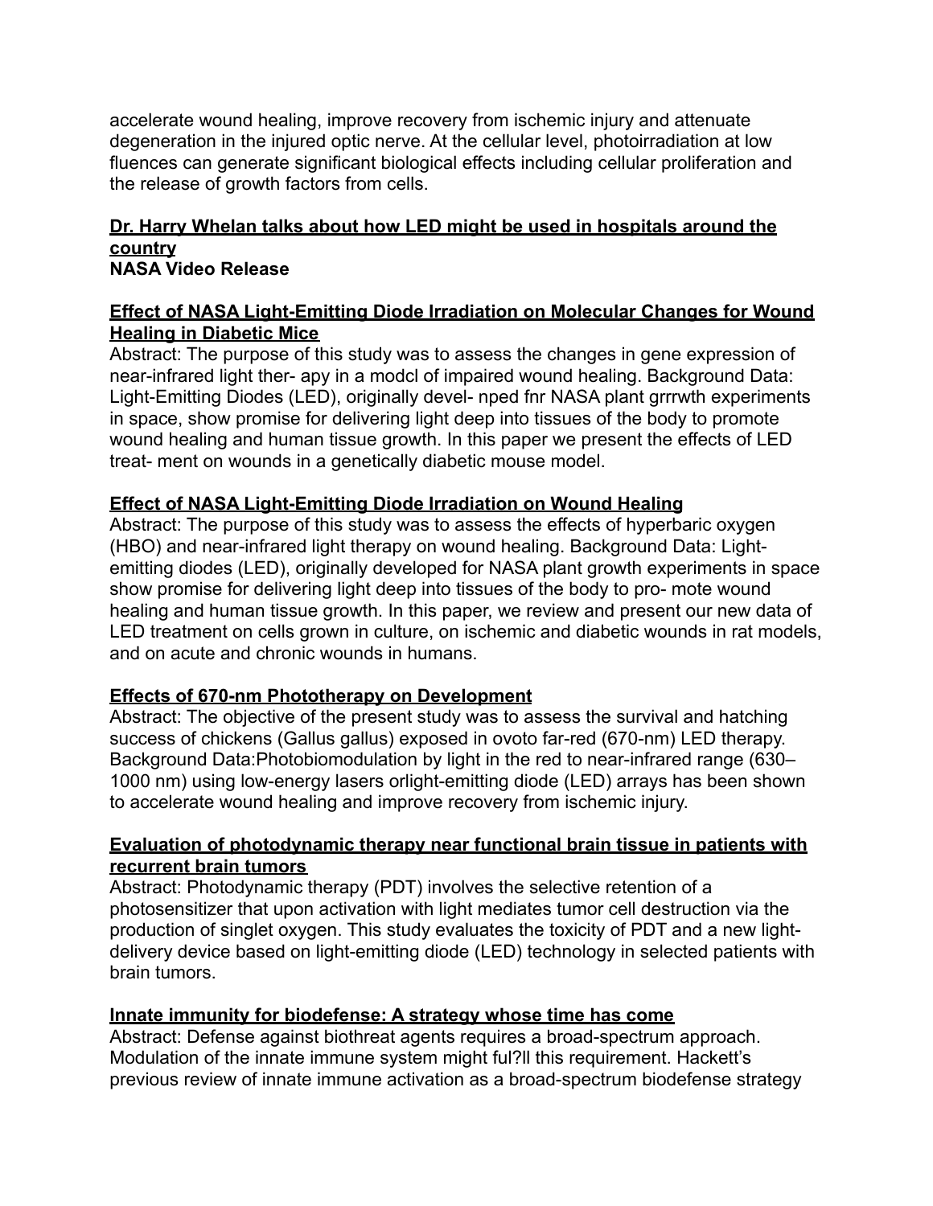accelerate wound healing, improve recovery from ischemic injury and attenuate degeneration in the injured optic nerve. At the cellular level, photoirradiation at low fluences can generate significant biological effects including cellular proliferation and the release of growth factors from cells.

**Dr. Harry Whelan talks about how LED might be used in hospitals around the country**
**NASA Video Release**

**Effect of NASA Light-Emitting Diode Irradiation on Molecular Changes for Wound Healing in Diabetic Mice**
Abstract: The purpose of this study was to assess the changes in gene expression of near-infrared light ther- apy in a modcl of impaired wound healing. Background Data: Light-Emitting Diodes (LED), originally devel- nped fnr NASA plant grrrwth experiments in space, show promise for delivering light deep into tissues of the body to promote wound healing and human tissue growth. In this paper we present the effects of LED treat- ment on wounds in a genetically diabetic mouse model.

**Effect of NASA Light-Emitting Diode Irradiation on Wound Healing**
Abstract: The purpose of this study was to assess the effects of hyperbaric oxygen (HBO) and near-infrared light therapy on wound healing. Background Data: Light-emitting diodes (LED), originally developed for NASA plant growth experiments in space show promise for delivering light deep into tissues of the body to pro- mote wound healing and human tissue growth. In this paper, we review and present our new data of LED treatment on cells grown in culture, on ischemic and diabetic wounds in rat models, and on acute and chronic wounds in humans.

**Effects of 670-nm Phototherapy on Development**
Abstract: The objective of the present study was to assess the survival and hatching success of chickens (Gallus gallus) exposed in ovoto far-red (670-nm) LED therapy. Background Data:Photobiomodulation by light in the red to near-infrared range (630–1000 nm) using low-energy lasers orlight-emitting diode (LED) arrays has been shown to accelerate wound healing and improve recovery from ischemic injury.

**Evaluation of photodynamic therapy near functional brain tissue in patients with recurrent brain tumors**
Abstract: Photodynamic therapy (PDT) involves the selective retention of a photosensitizer that upon activation with light mediates tumor cell destruction via the production of singlet oxygen. This study evaluates the toxicity of PDT and a new light-delivery device based on light-emitting diode (LED) technology in selected patients with brain tumors.

**Innate immunity for biodefense: A strategy whose time has come**
Abstract: Defense against biothreat agents requires a broad-spectrum approach. Modulation of the innate immune system might ful?ll this requirement. Hackett's previous review of innate immune activation as a broad-spectrum biodefense strategy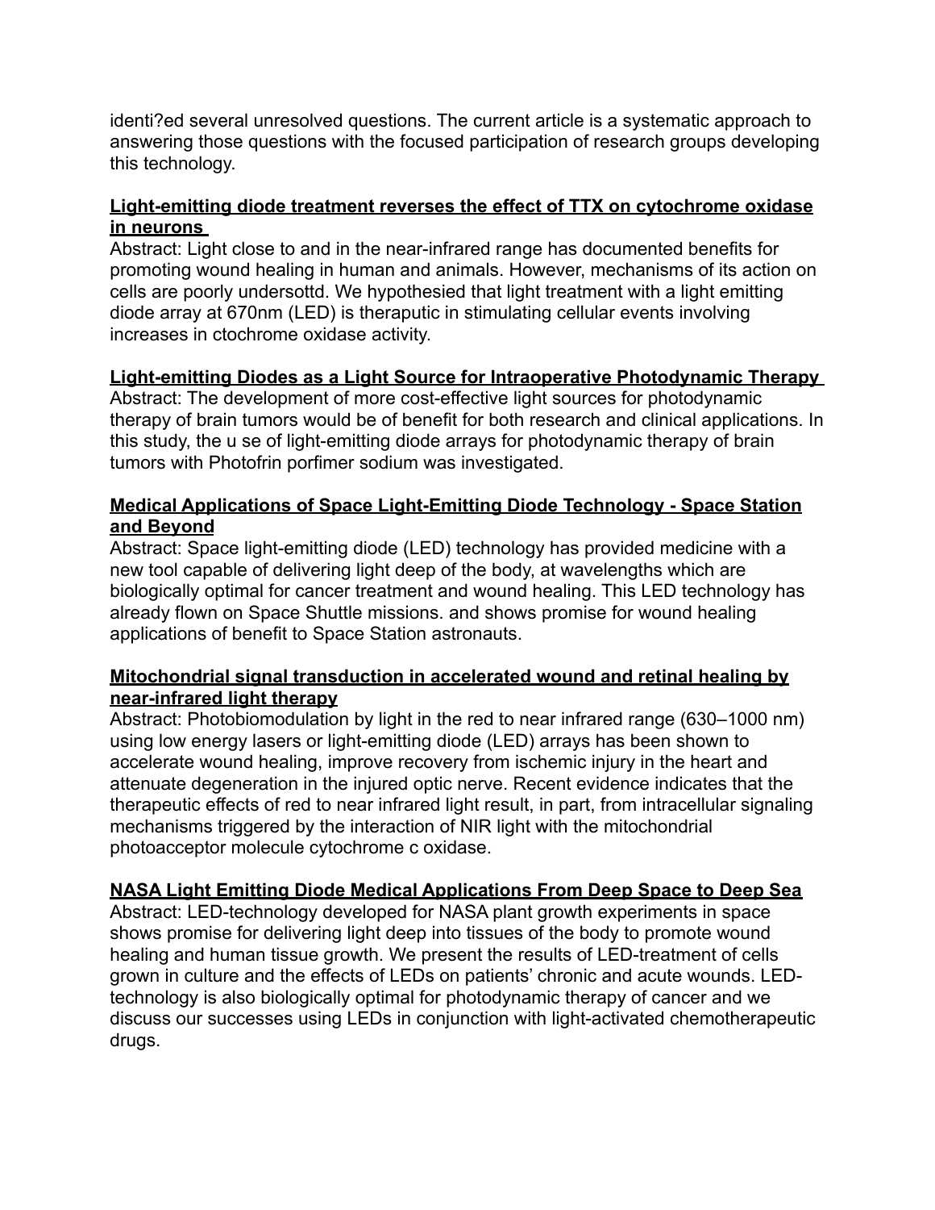identi?ed several unresolved questions. The current article is a systematic approach to answering those questions with the focused participation of research groups developing this technology.

**Light-emitting diode treatment reverses the effect of TTX on cytochrome oxidase in neurons**

Abstract: Light close to and in the near-infrared range has documented benefits for promoting wound healing in human and animals. However, mechanisms of its action on cells are poorly undersottd. We hypothesied that light treatment with a light emitting diode array at 670nm (LED) is theraputic in stimulating cellular events involving increases in ctochrome oxidase activity.

**Light-emitting Diodes as a Light Source for Intraoperative Photodynamic Therapy**

Abstract: The development of more cost-effective light sources for photodynamic therapy of brain tumors would be of benefit for both research and clinical applications. In this study, the u se of light-emitting diode arrays for photodynamic therapy of brain tumors with Photofrin porfimer sodium was investigated.

**Medical Applications of Space Light-Emitting Diode Technology - Space Station and Beyond**

Abstract: Space light-emitting diode (LED) technology has provided medicine with a new tool capable of delivering light deep of the body, at wavelengths which are biologically optimal for cancer treatment and wound healing. This LED technology has already flown on Space Shuttle missions. and shows promise for wound healing applications of benefit to Space Station astronauts.

**Mitochondrial signal transduction in accelerated wound and retinal healing by near-infrared light therapy**

Abstract: Photobiomodulation by light in the red to near infrared range (630–1000 nm) using low energy lasers or light-emitting diode (LED) arrays has been shown to accelerate wound healing, improve recovery from ischemic injury in the heart and attenuate degeneration in the injured optic nerve. Recent evidence indicates that the therapeutic effects of red to near infrared light result, in part, from intracellular signaling mechanisms triggered by the interaction of NIR light with the mitochondrial photoacceptor molecule cytochrome c oxidase.

**NASA Light Emitting Diode Medical Applications From Deep Space to Deep Sea**

Abstract: LED-technology developed for NASA plant growth experiments in space shows promise for delivering light deep into tissues of the body to promote wound healing and human tissue growth. We present the results of LED-treatment of cells grown in culture and the effects of LEDs on patients' chronic and acute wounds. LED-technology is also biologically optimal for photodynamic therapy of cancer and we discuss our successes using LEDs in conjunction with light-activated chemotherapeutic drugs.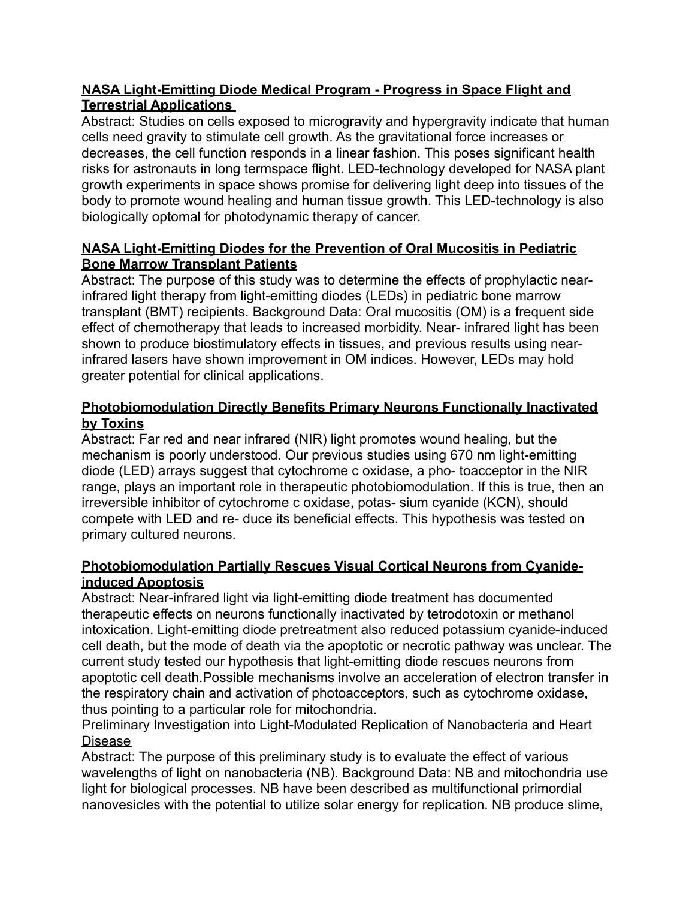**NASA Light-Emitting Diode Medical Program - Progress in Space Flight and Terrestrial Applications**

Abstract: Studies on cells exposed to microgravity and hypergravity indicate that human cells need gravity to stimulate cell growth. As the gravitational force increases or decreases, the cell function responds in a linear fashion. This poses significant health risks for astronauts in long termspace flight. LED-technology developed for NASA plant growth experiments in space shows promise for delivering light deep into tissues of the body to promote wound healing and human tissue growth. This LED-technology is also biologically optomal for photodynamic therapy of cancer.

**NASA Light-Emitting Diodes for the Prevention of Oral Mucositis in Pediatric Bone Marrow Transplant Patients**

Abstract: The purpose of this study was to determine the effects of prophylactic near-infrared light therapy from light-emitting diodes (LEDs) in pediatric bone marrow transplant (BMT) recipients. Background Data: Oral mucositis (OM) is a frequent side effect of chemotherapy that leads to increased morbidity. Near- infrared light has been shown to produce biostimulatory effects in tissues, and previous results using near-infrared lasers have shown improvement in OM indices. However, LEDs may hold greater potential for clinical applications.

**Photobiomodulation Directly Benefits Primary Neurons Functionally Inactivated by Toxins**

Abstract: Far red and near infrared (NIR) light promotes wound healing, but the mechanism is poorly understood. Our previous studies using 670 nm light-emitting diode (LED) arrays suggest that cytochrome c oxidase, a pho- toacceptor in the NIR range, plays an important role in therapeutic photobiomodulation. If this is true, then an irreversible inhibitor of cytochrome c oxidase, potas- sium cyanide (KCN), should compete with LED and re- duce its beneficial effects. This hypothesis was tested on primary cultured neurons.

**Photobiomodulation Partially Rescues Visual Cortical Neurons from Cyanide-induced Apoptosis**

Abstract: Near-infrared light via light-emitting diode treatment has documented therapeutic effects on neurons functionally inactivated by tetrodotoxin or methanol intoxication. Light-emitting diode pretreatment also reduced potassium cyanide-induced cell death, but the mode of death via the apoptotic or necrotic pathway was unclear. The current study tested our hypothesis that light-emitting diode rescues neurons from apoptotic cell death.Possible mechanisms involve an acceleration of electron transfer in the respiratory chain and activation of photoacceptors, such as cytochrome oxidase, thus pointing to a particular role for mitochondria.

Preliminary Investigation into Light-Modulated Replication of Nanobacteria and Heart Disease

Abstract: The purpose of this preliminary study is to evaluate the effect of various wavelengths of light on nanobacteria (NB). Background Data: NB and mitochondria use light for biological processes. NB have been described as multifunctional primordial nanovesicles with the potential to utilize solar energy for replication. NB produce slime,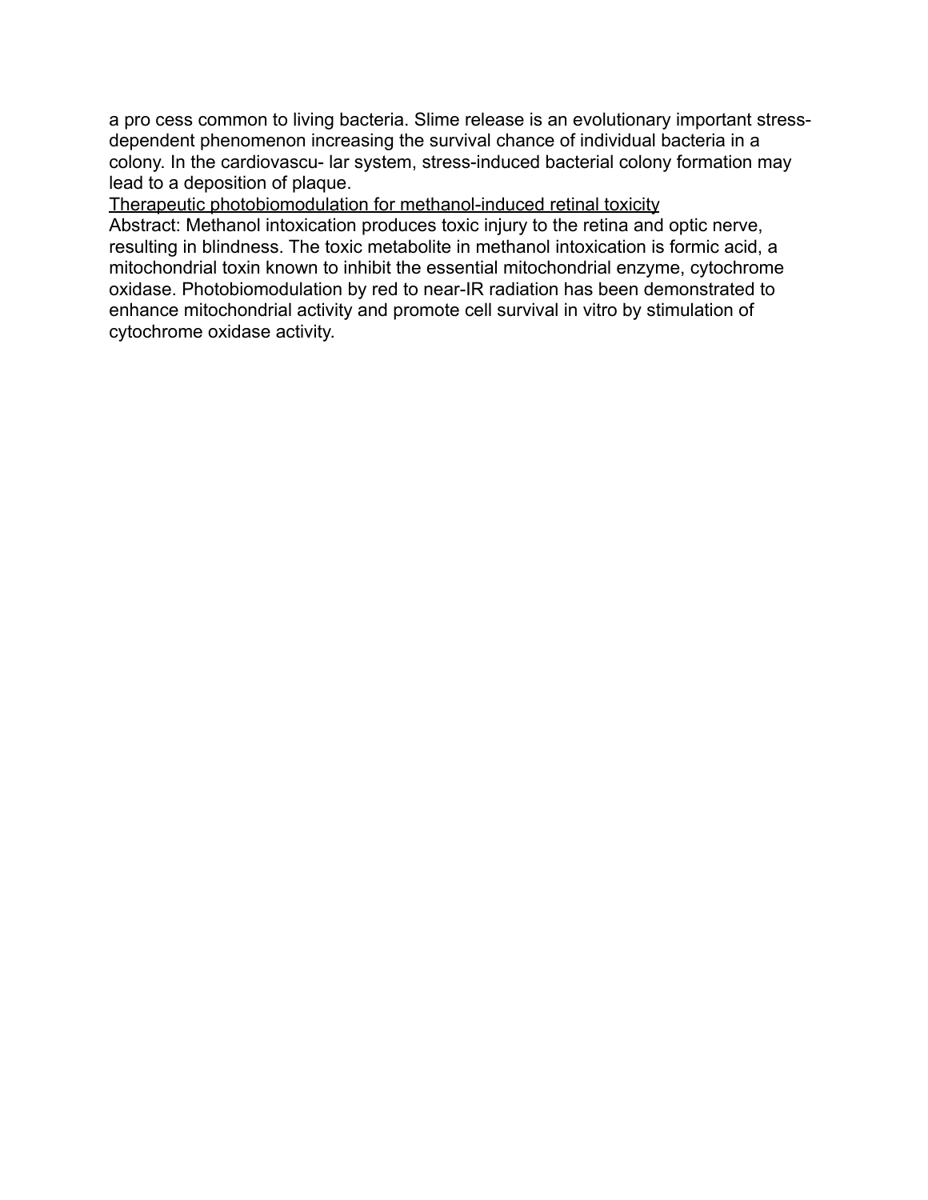a pro cess common to living bacteria. Slime release is an evolutionary important stress-dependent phenomenon increasing the survival chance of individual bacteria in a colony. In the cardiovascu- lar system, stress-induced bacterial colony formation may lead to a deposition of plaque.

<u>Therapeutic photobiomodulation for methanol-induced retinal toxicity</u>

Abstract: Methanol intoxication produces toxic injury to the retina and optic nerve, resulting in blindness. The toxic metabolite in methanol intoxication is formic acid, a mitochondrial toxin known to inhibit the essential mitochondrial enzyme, cytochrome oxidase. Photobiomodulation by red to near-IR radiation has been demonstrated to enhance mitochondrial activity and promote cell survival in vitro by stimulation of cytochrome oxidase activity.